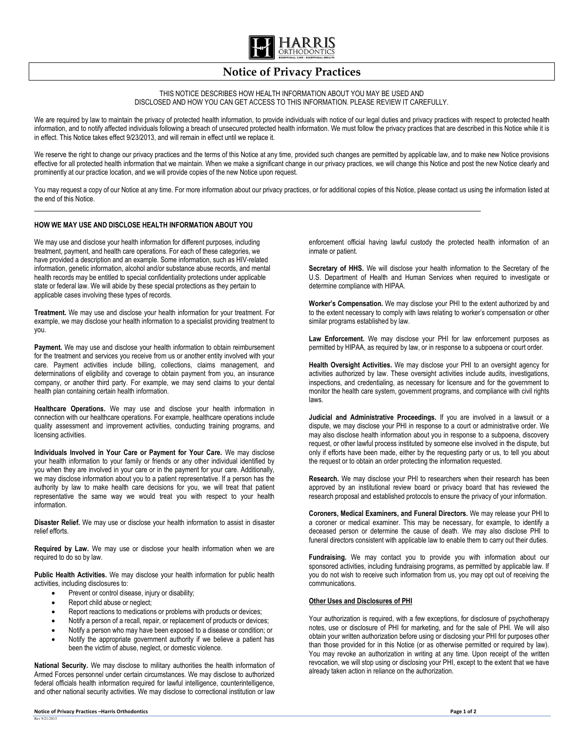# Notice of Privacy Practices

THIS NOTICE DESCRIBES HOW HEALTH INFORMATION ABOUT YOU MAY BE USED AND DISCLOSED AND HOW YOU CAN GET ACCESS TO THIS INFORMATION. PLEASE REVIEW IT CAREFULLY.

We are required by law to maintain the privacy of protected health information, to provide individuals with notice of our legal duties and privacy practices with respect to protected health information, and to notify affected individuals following a breach of unsecured protected health information. We must follow the privacy practices that are described in this Notice while it is in effect. This Notice takes effect 9/23/2013, and will remain in effect until we replace it.

We reserve the right to change our privacy practices and the terms of this Notice at any time, provided such changes are permitted by applicable law, and to make new Notice provisions effective for all protected health information that we maintain. When we make a significant change in our privacy practices, we will change this Notice and post the new Notice clearly and prominently at our practice location, and we will provide copies of the new Notice upon request.

You may request a copy of our Notice at any time. For more information about our privacy practices, or for additional copies of this Notice, please contact us using the information listed at the end of this Notice.

---

## HOW WE MAY USE AND DISCLOSE HEALTH INFORMATION ABOUT YOU

We may use and disclose your health information for different purposes, including treatment, payment, and health care operations. For each of these categories, we have provided a description and an example. Some information, such as HIV-related information, genetic information, alcohol and/or substance abuse records, and mental health records may be entitled to special confidentiality protections under applicable state or federal law. We will abide by these special protections as they pertain to applicable cases involving these types of records.

**Treatment.** We may use and disclose your health information for your treatment. For example, we may disclose your health information to a specialist providing treatment to you.

**Payment.** We may use and disclose your health information to obtain reimbursement for the treatment and services you receive from us or another entity involved with your care. Payment activities include billing, collections, claims management, and determinations of eligibility and coverage to obtain payment from you, an insurance company, or another third party. For example, we may send claims to your dental health plan containing certain health information.

**Healthcare Operations.** We may use and disclose your health information in connection with our healthcare operations. For example, healthcare operations include quality assessment and improvement activities, conducting training programs, and licensing activities.

**Individuals Involved in Your Care or Payment for Your Care.** We may disclose your health information to your family or friends or any other individual identified by you when they are involved in your care or in the payment for your care. Additionally, we may disclose information about you to a patient representative. If a person has the authority by law to make health care decisions for you, we will treat that patient representative the same way we would treat you with respect to your health information.

**Disaster Relief.** We may use or disclose your health information to assist in disaster relief efforts.

**Required by Law.** We may use or disclose your health information when we are required to do so by law.

**Public Health Activities.** We may disclose your health information for public health activities, including disclosures to:

- Prevent or control disease, injury or disability;
- Report child abuse or neglect;
- Report reactions to medications or problems with products or devices;
- Notify a person of a recall, repair, or replacement of products or devices;
- Notify a person who may have been exposed to a disease or condition; or
- Notify the appropriate government authority if we believe a patient has been the victim of abuse, neglect, or domestic violence.

**National Security.** We may disclose to military authorities the health information of Armed Forces personnel under certain circumstances. We may disclose to authorized federal officials health information required for lawful intelligence, counterintelligence, and other national security activities. We may disclose to correctional institution or law enforcement official having lawful custody the protected health information of an inmate or patient.

**Secretary of HHS.** We will disclose your health information to the Secretary of the U.S. Department of Health and Human Services when required to investigate or determine compliance with HIPAA.

**Worker's Compensation.** We may disclose your PHI to the extent authorized by and to the extent necessary to comply with laws relating to worker's compensation or other similar programs established by law.

**Law Enforcement.** We may disclose your PHI for law enforcement purposes as permitted by HIPAA, as required by law, or in response to a subpoena or court order.

**Health Oversight Activities.** We may disclose your PHI to an oversight agency for activities authorized by law. These oversight activities include audits, investigations, inspections, and credentialing, as necessary for licensure and for the government to monitor the health care system, government programs, and compliance with civil rights laws.

**Judicial and Administrative Proceedings.** If you are involved in a lawsuit or a dispute, we may disclose your PHI in response to a court or administrative order. We may also disclose health information about you in response to a subpoena, discovery request, or other lawful process instituted by someone else involved in the dispute, but only if efforts have been made, either by the requesting party or us, to tell you about the request or to obtain an order protecting the information requested.

**Research.** We may disclose your PHI to researchers when their research has been approved by an institutional review board or privacy board that has reviewed the research proposal and established protocols to ensure the privacy of your information.

**Coroners, Medical Examiners, and Funeral Directors.** We may release your PHI to a coroner or medical examiner. This may be necessary, for example, to identify a deceased person or determine the cause of death. We may also disclose PHI to funeral directors consistent with applicable law to enable them to carry out their duties.

**Fundraising.** We may contact you to provide you with information about our sponsored activities, including fundraising programs, as permitted by applicable law. If you do not wish to receive such information from us, you may opt out of receiving the communications.

### Other Uses and Disclosures of PHI

Your authorization is required, with a few exceptions, for disclosure of psychotherapy notes, use or disclosure of PHI for marketing, and for the sale of PHI. We will also obtain your written authorization before using or disclosing your PHI for purposes other than those provided for in this Notice (or as otherwise permitted or required by law). You may revoke an authorization in writing at any time. Upon receipt of the written revocation, we will stop using or disclosing your PHI, except to the extent that we have already taken action in reliance on the authorization.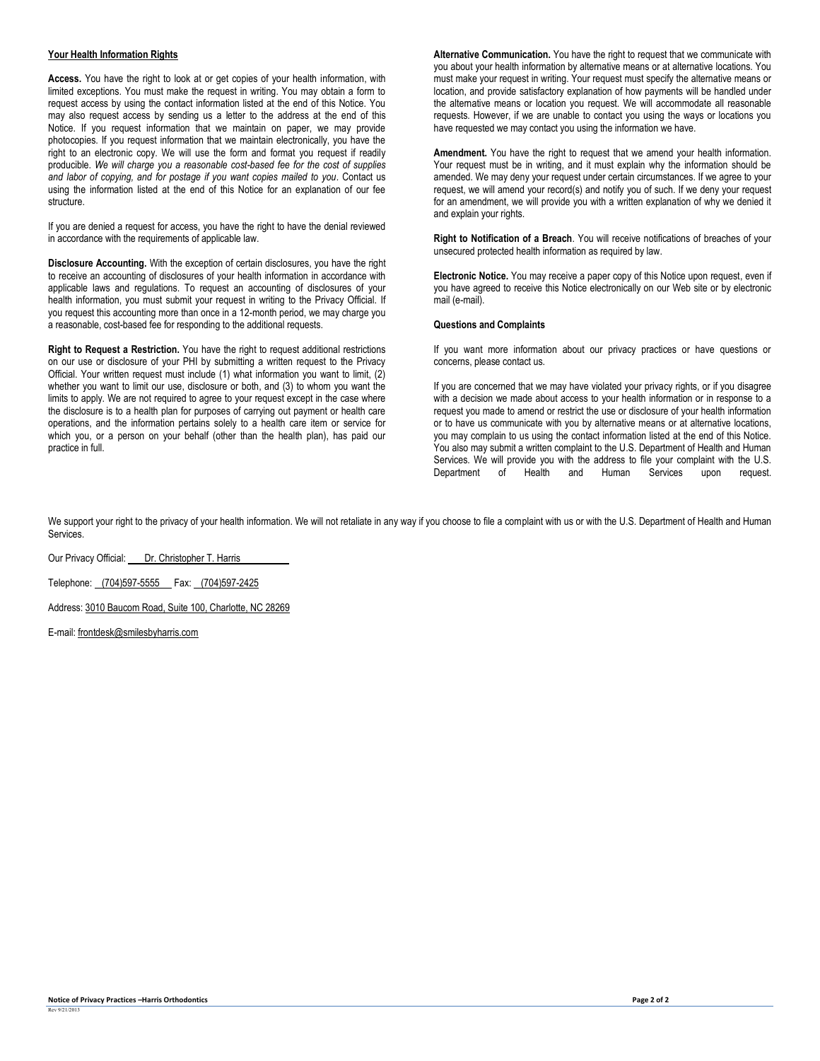## Your Health Information Rights

**Access.** You have the right to look at or get copies of your health information, with limited exceptions. You must make the request in writing. You may obtain a form to request access by using the contact information listed at the end of this Notice. You may also request access by sending us a letter to the address at the end of this Notice. If you request information that we maintain on paper, we may provide photocopies. If you request information that we maintain electronically, you have the right to an electronic copy. We will use the form and format you request if readily producible. *We will charge you a reasonable cost-based fee for the cost of supplies and labor of copying, and for postage if you want copies mailed to you*. Contact us using the information listed at the end of this Notice for an explanation of our fee structure.

If you are denied a request for access, you have the right to have the denial reviewed in accordance with the requirements of applicable law.

**Disclosure Accounting.** With the exception of certain disclosures, you have the right to receive an accounting of disclosures of your health information in accordance with applicable laws and regulations. To request an accounting of disclosures of your health information, you must submit your request in writing to the Privacy Official. If you request this accounting more than once in a 12-month period, we may charge you a reasonable, cost-based fee for responding to the additional requests.

**Right to Request a Restriction.** You have the right to request additional restrictions on our use or disclosure of your PHI by submitting a written request to the Privacy Official. Your written request must include (1) what information you want to limit, (2) whether you want to limit our use, disclosure or both, and (3) to whom you want the limits to apply. We are not required to agree to your request except in the case where the disclosure is to a health plan for purposes of carrying out payment or health care operations, and the information pertains solely to a health care item or service for which you, or a person on your behalf (other than the health plan), has paid our practice in full.

**Alternative Communication.** You have the right to request that we communicate with you about your health information by alternative means or at alternative locations. You must make your request in writing. Your request must specify the alternative means or location, and provide satisfactory explanation of how payments will be handled under the alternative means or location you request. We will accommodate all reasonable requests. However, if we are unable to contact you using the ways or locations you have requested we may contact you using the information we have.

**Amendment.** You have the right to request that we amend your health information. Your request must be in writing, and it must explain why the information should be amended. We may deny your request under certain circumstances. If we agree to your request, we will amend your record(s) and notify you of such. If we deny your request for an amendment, we will provide you with a written explanation of why we denied it and explain your rights.

**Right to Notification of a Breach**. You will receive notifications of breaches of your unsecured protected health information as required by law.

**Electronic Notice.** You may receive a paper copy of this Notice upon request, even if you have agreed to receive this Notice electronically on our Web site or by electronic mail (e-mail).

**Questions and Complaints**

If you want more information about our privacy practices or have questions or concerns, please contact us.

If you are concerned that we may have violated your privacy rights, or if you disagree with a decision we made about access to your health information or in response to a request you made to amend or restrict the use or disclosure of your health information or to have us communicate with you by alternative means or at alternative locations, you may complain to us using the contact information listed at the end of this Notice. You also may submit a written complaint to the U.S. Department of Health and Human Services. We will provide you with the address to file your complaint with the U.S. Department of Health and Human Services upon request.

We support your right to the privacy of your health information. We will not retaliate in any way if you choose to file a complaint with us or with the U.S. Department of Health and Human Services.

Our Privacy Official: Dr. Christopher T. Harris

Telephone: (704)597-5555 Fax: (704)597-2425

Address: 3010 Baucom Road, Suite 100, Charlotte, NC 28269

E-mail: frontdesk@smilesbyharris.com